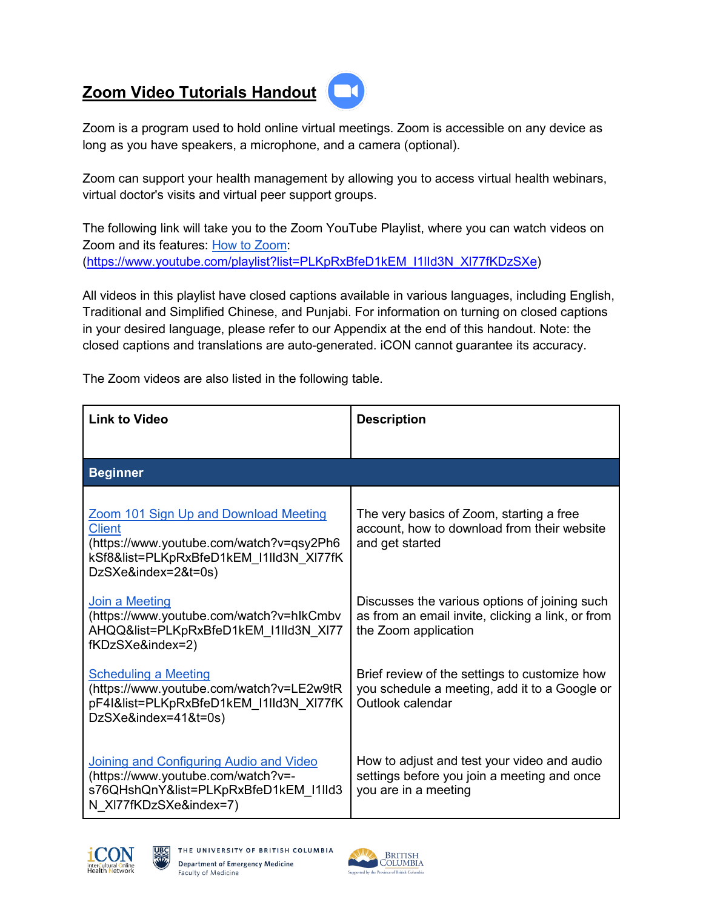# Zoom Video Tutorials Handout

Zoom is a program used to hold online virtual meetings. Zoom is accessible on any device as long as you have speakers, a microphone, and a camera (optional).

Zoom can support your health management by allowing you to access virtual health webinars, virtual doctor's visits and virtual peer support groups.

The following link will take you to the Zoom YouTube Playlist, where you can watch videos on Zoom and its features: How to Zoom: (https://www.youtube.com/playlist?list=PLKpRxBfeD1kEM_I1lld3N_Xl77fKDzSXe)

All videos in this playlist have closed captions available in various languages, including English, Traditional and Simplified Chinese, and Punjabi. For information on turning on closed captions in your desired language, please refer to our Appendix at the end of this handout. Note: the closed captions and translations are auto-generated. iCON cannot guarantee its accuracy.

The Zoom videos are also listed in the following table.

| Link to Video | Description |
|---|---|
| **Beginner** | |
| Zoom 101 Sign Up and Download Meeting Client (https://www.youtube.com/watch?v=qsy2Ph6kSf8&list=PLKpRxBfeD1kEM_I1lld3N_Xl77fKDzSXe&index=2&t=0s) | The very basics of Zoom, starting a free account, how to download from their website and get started |
| Join a Meeting (https://www.youtube.com/watch?v=hIkCmbvAHQQ&list=PLKpRxBfeD1kEM_I1lld3N_Xl77fKDzSXe&index=2) | Discusses the various options of joining such as from an email invite, clicking a link, or from the Zoom application |
| Scheduling a Meeting (https://www.youtube.com/watch?v=LE2w9tRpF4I&list=PLKpRxBfeD1kEM_I1lld3N_Xl77fKDzSXe&index=41&t=0s) | Brief review of the settings to customize how you schedule a meeting, add it to a Google or Outlook calendar |
| Joining and Configuring Audio and Video (https://www.youtube.com/watch?v=-s76QHshQnY&list=PLKpRxBfeD1kEM_I1lld3N_Xl77fKDzSXe&index=7) | How to adjust and test your video and audio settings before you join a meeting and once you are in a meeting |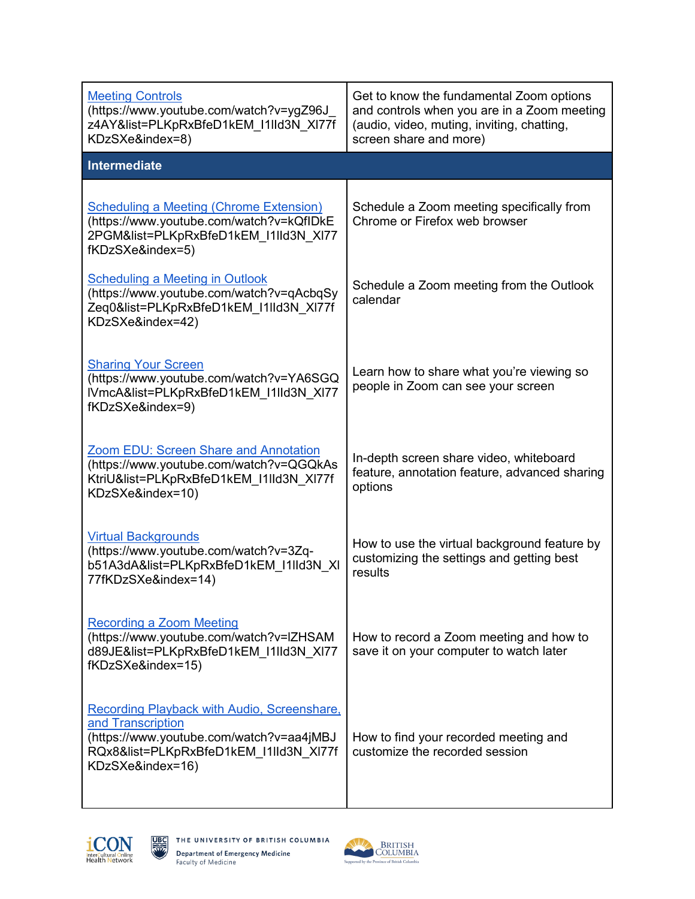| | |
|---|---|
| Meeting Controls (https://www.youtube.com/watch?v=ygZ96J_z4AY&list=PLKpRxBfeD1kEM_I1lId3N_XI77fKDzSXe&index=8) | Get to know the fundamental Zoom options and controls when you are in a Zoom meeting (audio, video, muting, inviting, chatting, screen share and more) |
| **Intermediate** | |
| Scheduling a Meeting (Chrome Extension) (https://www.youtube.com/watch?v=kQfIDkE2PGM&list=PLKpRxBfeD1kEM_I1lId3N_XI77fKDzSXe&index=5) | Schedule a Zoom meeting specifically from Chrome or Firefox web browser |
| Scheduling a Meeting in Outlook (https://www.youtube.com/watch?v=qAcbqSyZeq0&list=PLKpRxBfeD1kEM_I1lId3N_XI77fKDzSXe&index=42) | Schedule a Zoom meeting from the Outlook calendar |
| Sharing Your Screen (https://www.youtube.com/watch?v=YA6SGQlVmcA&list=PLKpRxBfeD1kEM_I1lId3N_XI77fKDzSXe&index=9) | Learn how to share what you're viewing so people in Zoom can see your screen |
| Zoom EDU: Screen Share and Annotation (https://www.youtube.com/watch?v=QGQkAsKtriU&list=PLKpRxBfeD1kEM_I1lId3N_XI77fKDzSXe&index=10) | In-depth screen share video, whiteboard feature, annotation feature, advanced sharing options |
| Virtual Backgrounds (https://www.youtube.com/watch?v=3Zq-b51A3dA&list=PLKpRxBfeD1kEM_I1lId3N_XI77fKDzSXe&index=14) | How to use the virtual background feature by customizing the settings and getting best results |
| Recording a Zoom Meeting (https://www.youtube.com/watch?v=lZHSAMd89JE&list=PLKpRxBfeD1kEM_I1lId3N_XI77fKDzSXe&index=15) | How to record a Zoom meeting and how to save it on your computer to watch later |
| Recording Playback with Audio, Screenshare, and Transcription (https://www.youtube.com/watch?v=aa4jMBJRQx8&list=PLKpRxBfeD1kEM_I1lId3N_XI77fKDzSXe&index=16) | How to find your recorded meeting and customize the recorded session |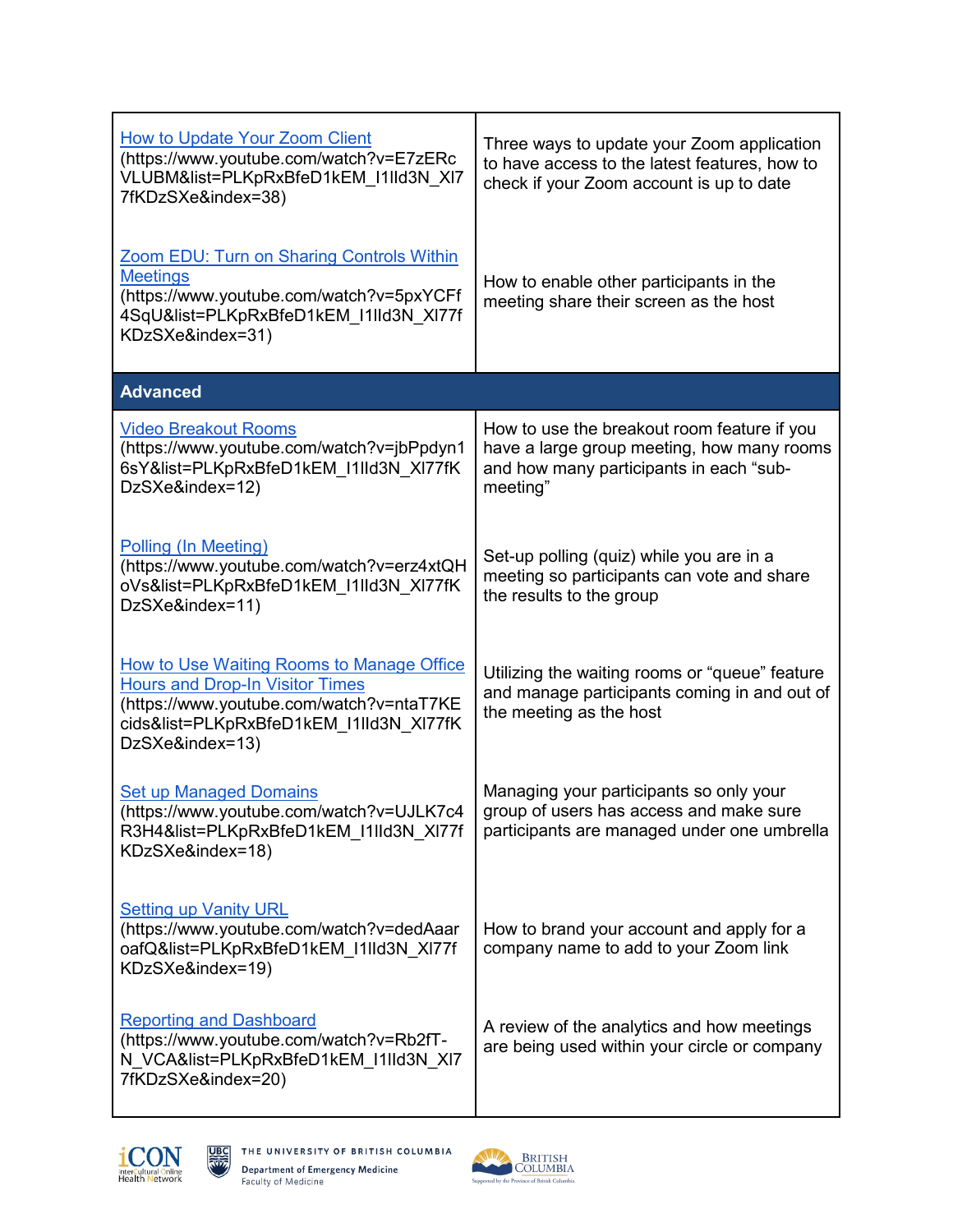| | |
|---|---|
| How to Update Your Zoom Client (https://www.youtube.com/watch?v=E7zERcVLUBM&list=PLKpRxBfeD1kEM_I1lId3N_XI77fKDzSXe&index=38) | Three ways to update your Zoom application to have access to the latest features, how to check if your Zoom account is up to date |
| Zoom EDU: Turn on Sharing Controls Within Meetings (https://www.youtube.com/watch?v=5pxYCFf4SqU&list=PLKpRxBfeD1kEM_I1lId3N_XI77fKDzSXe&index=31) | How to enable other participants in the meeting share their screen as the host |
| **Advanced** | |
| Video Breakout Rooms (https://www.youtube.com/watch?v=jbPpdyn16sY&list=PLKpRxBfeD1kEM_I1lId3N_XI77fKDzSXe&index=12) | How to use the breakout room feature if you have a large group meeting, how many rooms and how many participants in each "sub-meeting" |
| Polling (In Meeting) (https://www.youtube.com/watch?v=erz4xtQHoVs&list=PLKpRxBfeD1kEM_I1lId3N_XI77fKDzSXe&index=11) | Set-up polling (quiz) while you are in a meeting so participants can vote and share the results to the group |
| How to Use Waiting Rooms to Manage Office Hours and Drop-In Visitor Times (https://www.youtube.com/watch?v=ntaT7KEcids&list=PLKpRxBfeD1kEM_I1lId3N_XI77fKDzSXe&index=13) | Utilizing the waiting rooms or "queue" feature and manage participants coming in and out of the meeting as the host |
| Set up Managed Domains (https://www.youtube.com/watch?v=UJLK7c4R3H4&list=PLKpRxBfeD1kEM_I1lId3N_XI77fKDzSXe&index=18) | Managing your participants so only your group of users has access and make sure participants are managed under one umbrella |
| Setting up Vanity URL (https://www.youtube.com/watch?v=dedAaaroafQ&list=PLKpRxBfeD1kEM_I1lId3N_XI77fKDzSXe&index=19) | How to brand your account and apply for a company name to add to your Zoom link |
| Reporting and Dashboard (https://www.youtube.com/watch?v=Rb2fT-N_VCA&list=PLKpRxBfeD1kEM_I1lId3N_XI77fKDzSXe&index=20) | A review of the analytics and how meetings are being used within your circle or company |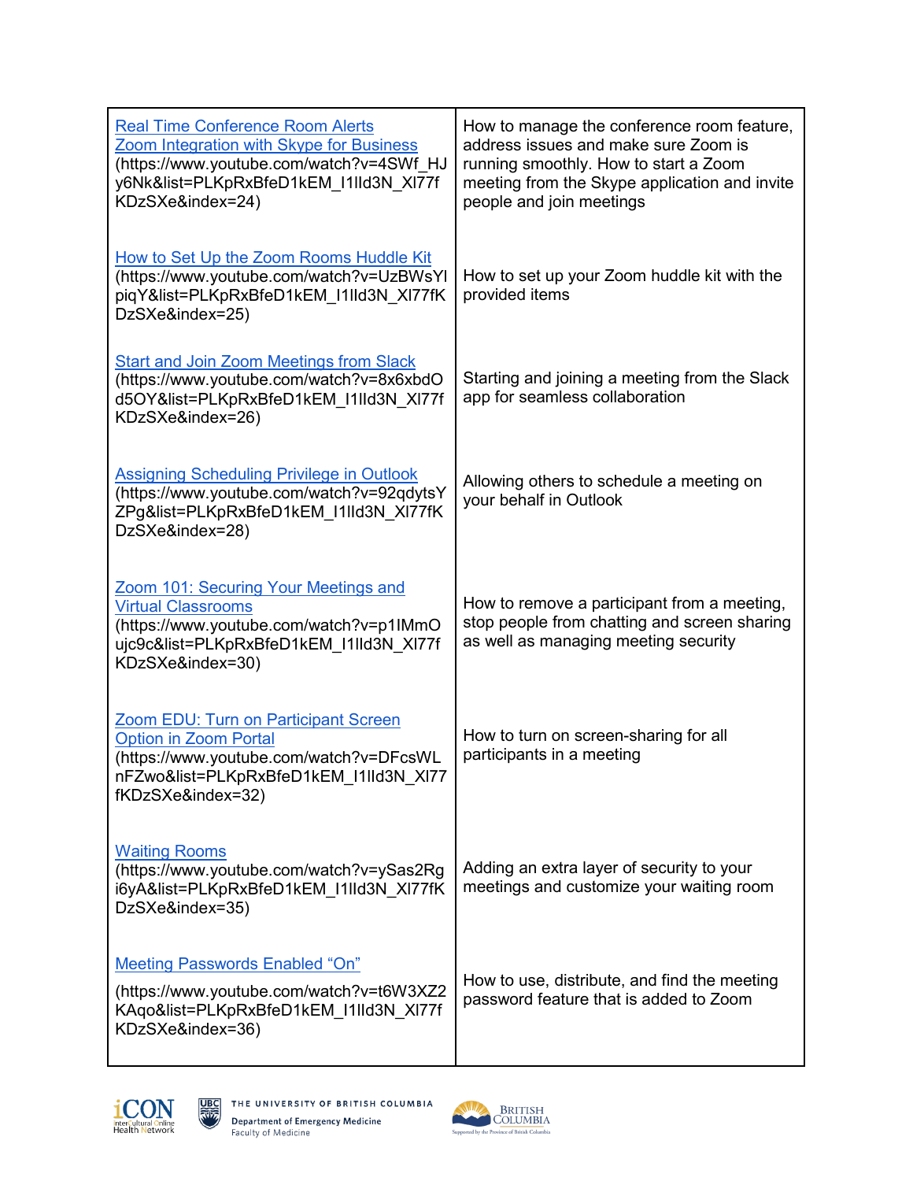| | |
|---|---|
| Real Time Conference Room Alerts<br>Zoom Integration with Skype for Business<br>(https://www.youtube.com/watch?v=4SWf_HJy6Nk&list=PLKpRxBfeD1kEM_I1lId3N_XI77fKDzSXe&index=24) | How to manage the conference room feature, address issues and make sure Zoom is running smoothly. How to start a Zoom meeting from the Skype application and invite people and join meetings |
| How to Set Up the Zoom Rooms Huddle Kit<br>(https://www.youtube.com/watch?v=UzBWsYlpiqY&list=PLKpRxBfeD1kEM_I1lId3N_XI77fKDzSXe&index=25) | How to set up your Zoom huddle kit with the provided items |
| Start and Join Zoom Meetings from Slack<br>(https://www.youtube.com/watch?v=8x6xbdOd5OY&list=PLKpRxBfeD1kEM_I1lId3N_XI77fKDzSXe&index=26) | Starting and joining a meeting from the Slack app for seamless collaboration |
| Assigning Scheduling Privilege in Outlook<br>(https://www.youtube.com/watch?v=92qdytsYZPg&list=PLKpRxBfeD1kEM_I1lId3N_XI77fKDzSXe&index=28) | Allowing others to schedule a meeting on your behalf in Outlook |
| Zoom 101: Securing Your Meetings and Virtual Classrooms<br>(https://www.youtube.com/watch?v=p1IMmOujc9c&list=PLKpRxBfeD1kEM_I1lId3N_XI77fKDzSXe&index=30) | How to remove a participant from a meeting, stop people from chatting and screen sharing as well as managing meeting security |
| Zoom EDU: Turn on Participant Screen Option in Zoom Portal<br>(https://www.youtube.com/watch?v=DFcsWLnFZwo&list=PLKpRxBfeD1kEM_I1lId3N_XI77fKDzSXe&index=32) | How to turn on screen-sharing for all participants in a meeting |
| Waiting Rooms<br>(https://www.youtube.com/watch?v=ySas2Rgi6yA&list=PLKpRxBfeD1kEM_I1lId3N_XI77fKDzSXe&index=35) | Adding an extra layer of security to your meetings and customize your waiting room |
| Meeting Passwords Enabled "On"<br>(https://www.youtube.com/watch?v=t6W3XZ2KAqo&list=PLKpRxBfeD1kEM_I1lId3N_XI77fKDzSXe&index=36) | How to use, distribute, and find the meeting password feature that is added to Zoom |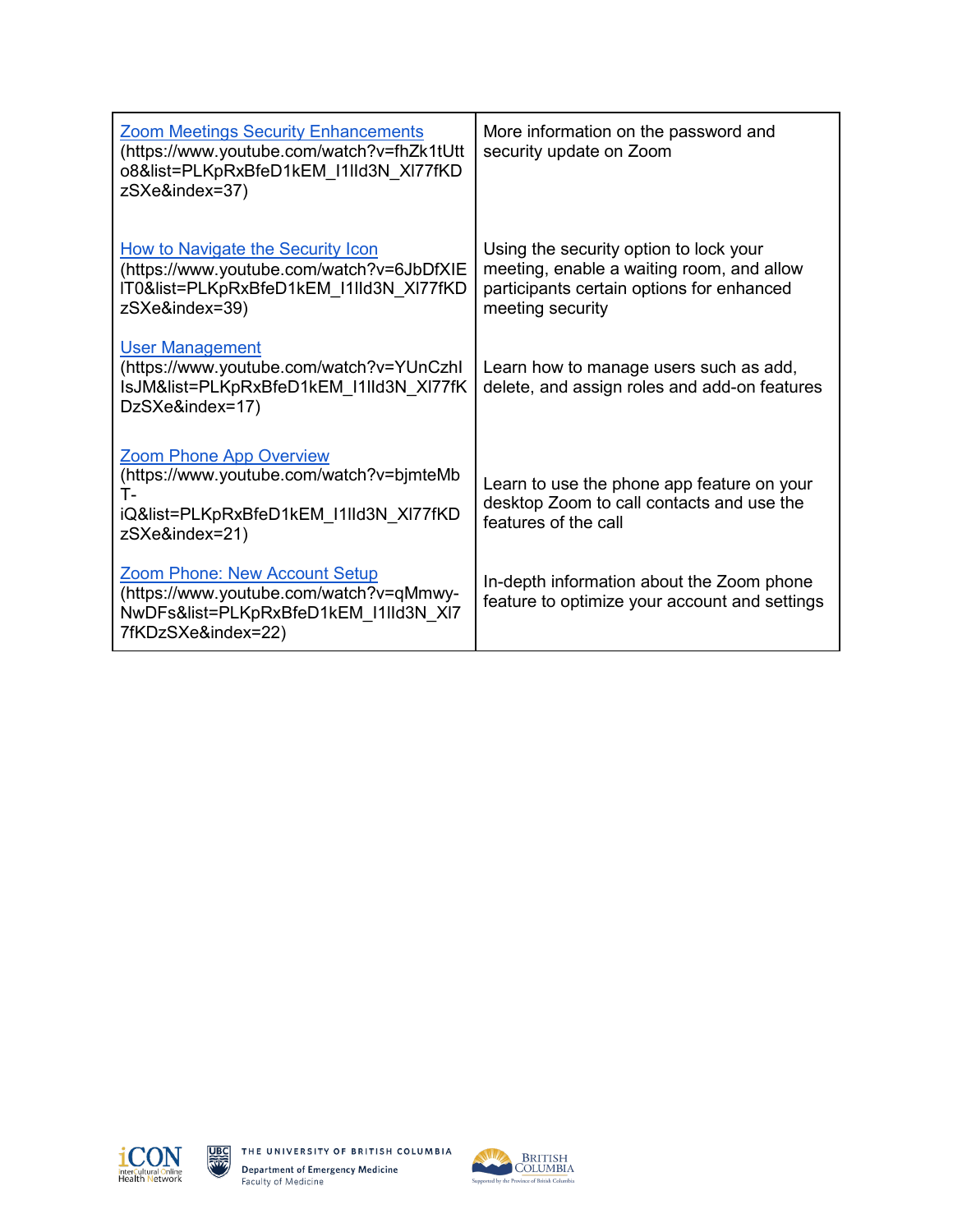| | |
|---|---|
| Zoom Meetings Security Enhancements (https://www.youtube.com/watch?v=fhZk1tUtto8&list=PLKpRxBfeD1kEM_I1lId3N_XI77fKDzSXe&index=37) | More information on the password and security update on Zoom |
| How to Navigate the Security Icon (https://www.youtube.com/watch?v=6JbDfXIElT0&list=PLKpRxBfeD1kEM_I1lId3N_XI77fKDzSXe&index=39) | Using the security option to lock your meeting, enable a waiting room, and allow participants certain options for enhanced meeting security |
| User Management (https://www.youtube.com/watch?v=YUnCzhlIsJM&list=PLKpRxBfeD1kEM_I1lId3N_XI77fKDzSXe&index=17) | Learn how to manage users such as add, delete, and assign roles and add-on features |
| Zoom Phone App Overview (https://www.youtube.com/watch?v=bjmteMbT-iQ&list=PLKpRxBfeD1kEM_I1lId3N_XI77fKDzSXe&index=21) | Learn to use the phone app feature on your desktop Zoom to call contacts and use the features of the call |
| Zoom Phone: New Account Setup (https://www.youtube.com/watch?v=qMmwy-NwDFs&list=PLKpRxBfeD1kEM_I1lId3N_XI77fKDzSXe&index=22) | In-depth information about the Zoom phone feature to optimize your account and settings |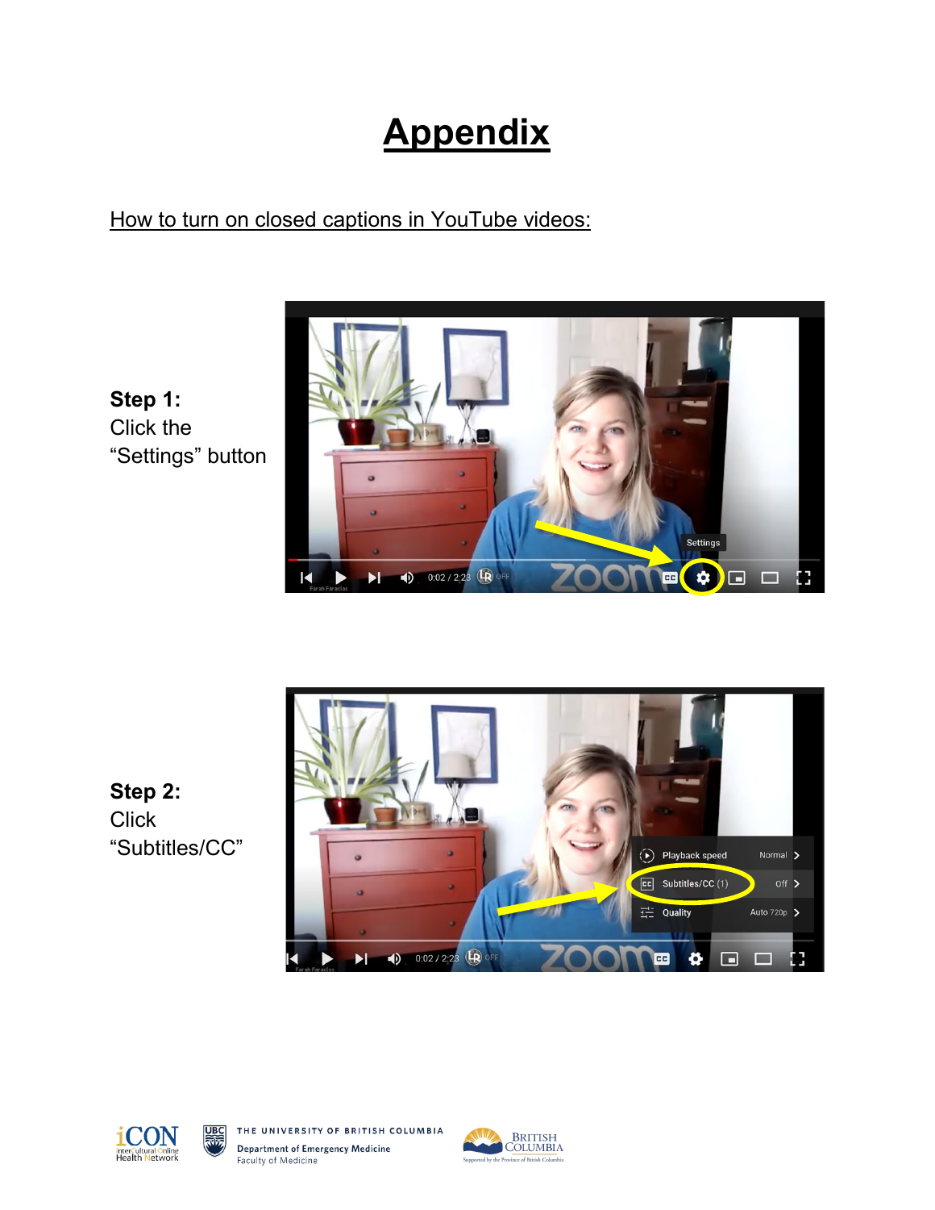# Appendix

How to turn on closed captions in YouTube videos:

**Step 1:**
Click the "Settings" button

**Step 2:**
Click "Subtitles/CC"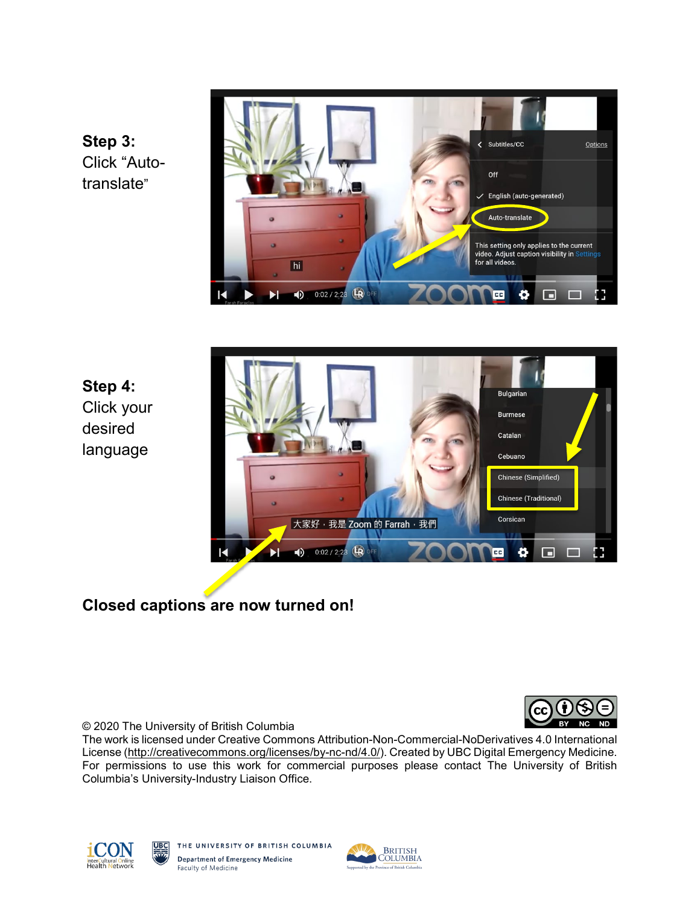**Step 3:**
Click “Auto-translate”

**Step 4:**
Click your desired language

**Closed captions are now turned on!**

© 2020 The University of British Columbia
The work is licensed under Creative Commons Attribution-Non-Commercial-NoDerivatives 4.0 International License (http://creativecommons.org/licenses/by-nc-nd/4.0/). Created by UBC Digital Emergency Medicine. For permissions to use this work for commercial purposes please contact The University of British Columbia's University-Industry Liaison Office.

iCON interCultural Online Health Network

THE UNIVERSITY OF BRITISH COLUMBIA
Department of Emergency Medicine
Faculty of Medicine

BRITISH COLUMBIA
Supported by the Province of British Columbia